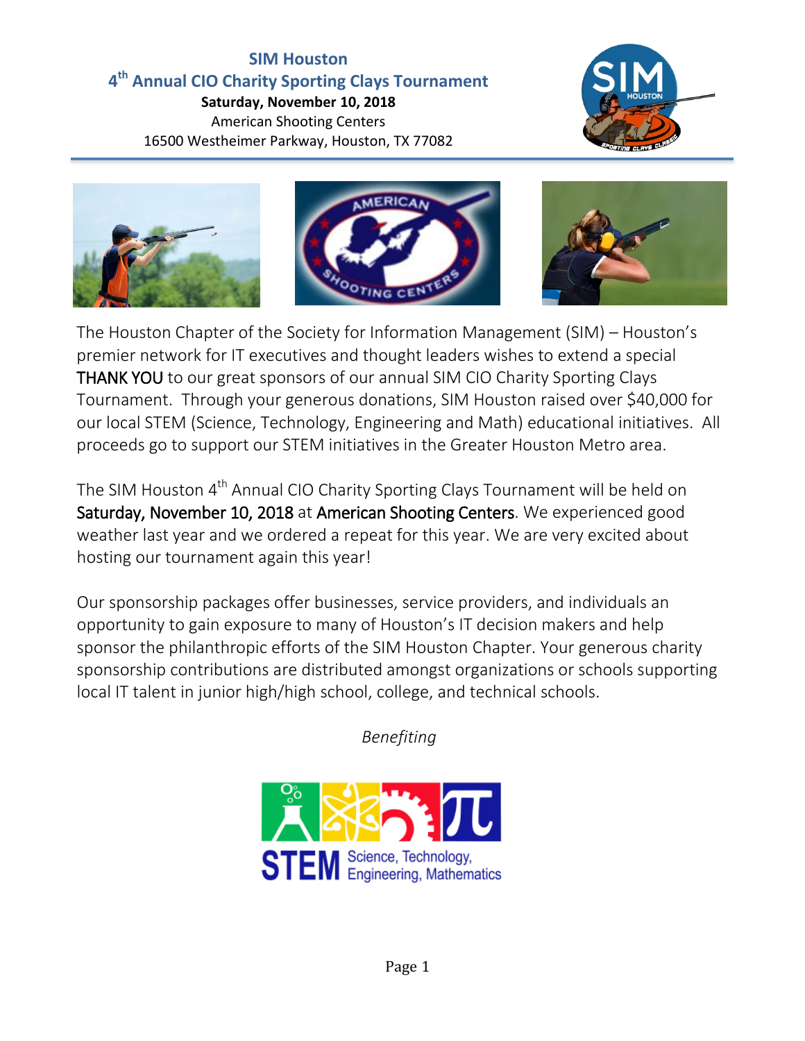# SIM Houston

## 4th Annual CIO Charity Sporting Clays Tournament

**Saturday, November 10, 2018**

American Shooting Centers

16500 Westheimer Parkway, Houston, TX 77082

The Houston Chapter of the Society for Information Management (SIM) – Houston's premier network for IT executives and thought leaders wishes to extend a special THANK YOU to our great sponsors of our annual SIM CIO Charity Sporting Clays Tournament. Through your generous donations, SIM Houston raised over $40,000 for our local STEM (Science, Technology, Engineering and Math) educational initiatives. All proceeds go to support our STEM initiatives in the Greater Houston Metro area.

The SIM Houston 4th Annual CIO Charity Sporting Clays Tournament will be held on Saturday, November 10, 2018 at American Shooting Centers. We experienced good weather last year and we ordered a repeat for this year. We are very excited about hosting our tournament again this year!

Our sponsorship packages offer businesses, service providers, and individuals an opportunity to gain exposure to many of Houston's IT decision makers and help sponsor the philanthropic efforts of the SIM Houston Chapter. Your generous charity sponsorship contributions are distributed amongst organizations or schools supporting local IT talent in junior high/high school, college, and technical schools.

*Benefiting*

STEM Science, Technology, Engineering, Mathematics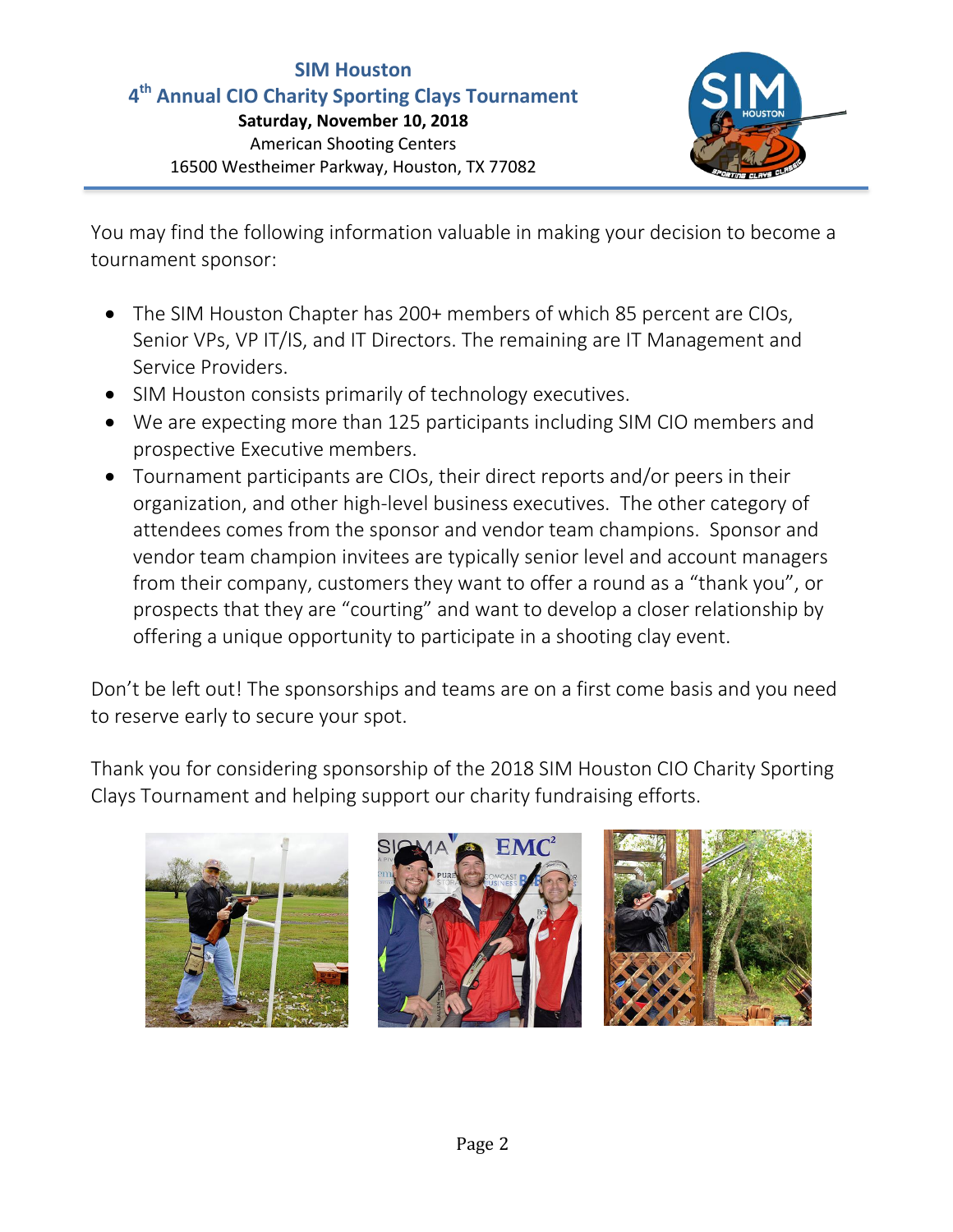## SIM Houston
## 4th Annual CIO Charity Sporting Clays Tournament

**Saturday, November 10, 2018**
American Shooting Centers
16500 Westheimer Parkway, Houston, TX 77082

You may find the following information valuable in making your decision to become a tournament sponsor:

- The SIM Houston Chapter has 200+ members of which 85 percent are CIOs, Senior VPs, VP IT/IS, and IT Directors. The remaining are IT Management and Service Providers.
- SIM Houston consists primarily of technology executives.
- We are expecting more than 125 participants including SIM CIO members and prospective Executive members.
- Tournament participants are CIOs, their direct reports and/or peers in their organization, and other high-level business executives. The other category of attendees comes from the sponsor and vendor team champions. Sponsor and vendor team champion invitees are typically senior level and account managers from their company, customers they want to offer a round as a "thank you", or prospects that they are "courting" and want to develop a closer relationship by offering a unique opportunity to participate in a shooting clay event.

Don't be left out! The sponsorships and teams are on a first come basis and you need to reserve early to secure your spot.

Thank you for considering sponsorship of the 2018 SIM Houston CIO Charity Sporting Clays Tournament and helping support our charity fundraising efforts.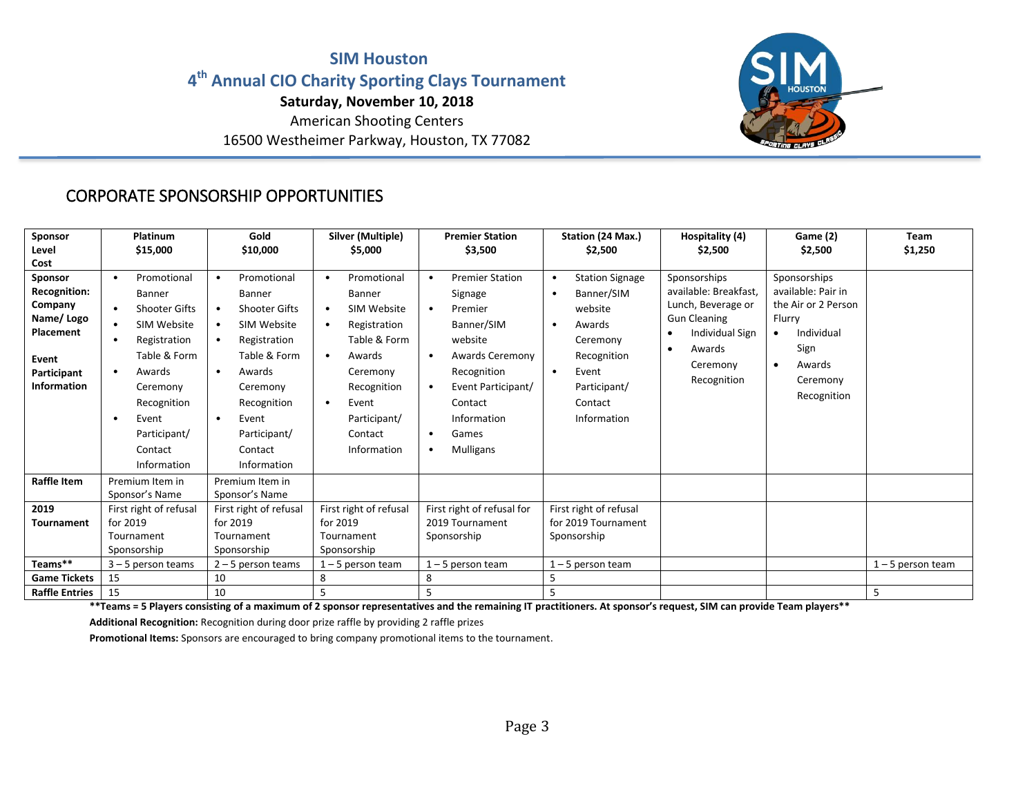# SIM Houston

## 4th Annual CIO Charity Sporting Clays Tournament

**Saturday, November 10, 2018**

American Shooting Centers

16500 Westheimer Parkway, Houston, TX 77082

## CORPORATE SPONSORSHIP OPPORTUNITIES

| Sponsor Level Cost | Platinum $15,000 | Gold $10,000 | Silver (Multiple) $5,000 | Premier Station $3,500 | Station (24 Max.) $2,500 | Hospitality (4) $2,500 | Game (2) $2,500 | Team $1,250 |
|---|---|---|---|---|---|---|---|---|
| **Sponsor Recognition: Company Name/ Logo Placement**<br><br>**Event Participant Information** | • Promotional Banner<br>• Shooter Gifts<br>• SIM Website<br>• Registration Table & Form<br>• Awards Ceremony Recognition<br>• Event Participant/ Contact Information | • Promotional Banner<br>• Shooter Gifts<br>• SIM Website<br>• Registration Table & Form<br>• Awards Ceremony Recognition<br>• Event Participant/ Contact Information | • Promotional Banner<br>• SIM Website<br>• Registration Table & Form<br>• Awards Ceremony Recognition<br>• Event Participant/ Contact Information | • Premier Station Signage<br>• Premier Banner/SIM website<br>• Awards Ceremony Recognition<br>• Event Participant/ Contact Information<br>• Games<br>• Mulligans | • Station Signage<br>• Banner/SIM website<br>• Awards Ceremony Recognition<br>• Event Participant/ Contact Information | Sponsorships available: Breakfast, Lunch, Beverage or Gun Cleaning<br>• Individual Sign<br>• Awards Ceremony Recognition | Sponsorships available: Pair in the Air or 2 Person Flurry<br>• Individual Sign<br>• Awards Ceremony Recognition | |
| **Raffle Item** | Premium Item in Sponsor's Name | Premium Item in Sponsor's Name | | | | | | |
| **2019 Tournament** | First right of refusal for 2019 Tournament Sponsorship | First right of refusal for 2019 Tournament Sponsorship | First right of refusal for 2019 Tournament Sponsorship | First right of refusal for 2019 Tournament Sponsorship | First right of refusal for 2019 Tournament Sponsorship | | | |
| **Teams\*\*** | 3 – 5 person teams | 2 – 5 person teams | 1 – 5 person team | 1 – 5 person team | 1 – 5 person team | | | 1 – 5 person team |
| **Game Tickets** | 15 | 10 | 8 | 8 | 5 | | | |
| **Raffle Entries** | 15 | 10 | 5 | 5 | 5 | | | 5 |

**\*\*Teams = 5 Players consisting of a maximum of 2 sponsor representatives and the remaining IT practitioners. At sponsor's request, SIM can provide Team players\*\***

**Additional Recognition:** Recognition during door prize raffle by providing 2 raffle prizes

**Promotional Items:** Sponsors are encouraged to bring company promotional items to the tournament.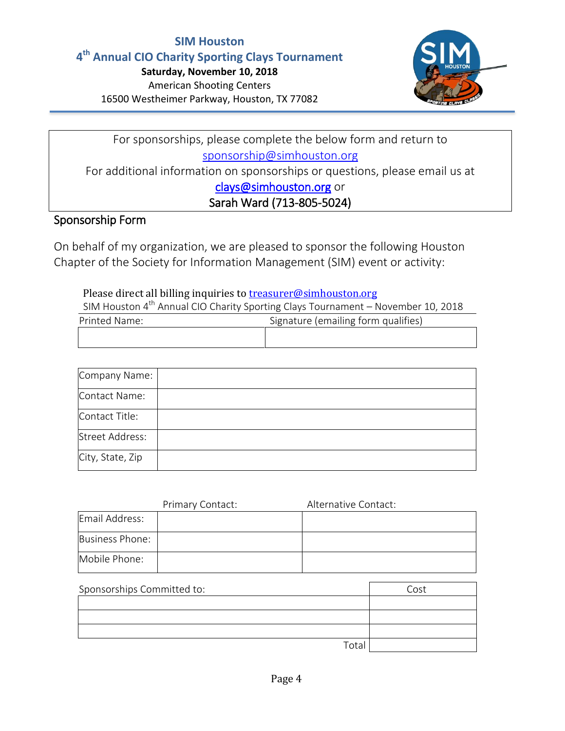# SIM Houston

## 4th Annual CIO Charity Sporting Clays Tournament

**Saturday, November 10, 2018**

American Shooting Centers

16500 Westheimer Parkway, Houston, TX 77082

For sponsorships, please complete the below form and return to sponsorship@simhouston.org

For additional information on sponsorships or questions, please email us at clays@simhouston.org or Sarah Ward (713-805-5024)

## Sponsorship Form

On behalf of my organization, we are pleased to sponsor the following Houston Chapter of the Society for Information Management (SIM) event or activity:

Please direct all billing inquiries to treasurer@simhouston.org

SIM Houston 4th Annual CIO Charity Sporting Clays Tournament – November 10, 2018

| Printed Name: | Signature (emailing form qualifies) |
|---|---|
| | |

| | |
|---|---|
| Company Name: | |
| Contact Name: | |
| Contact Title: | |
| Street Address: | |
| City, State, Zip | |

| | Primary Contact: | Alternative Contact: |
|---|---|---|
| Email Address: | | |
| Business Phone: | | |
| Mobile Phone: | | |

| Sponsorships Committed to: | Cost |
|---|---|
| | |
| | |
| | |
| Total | |